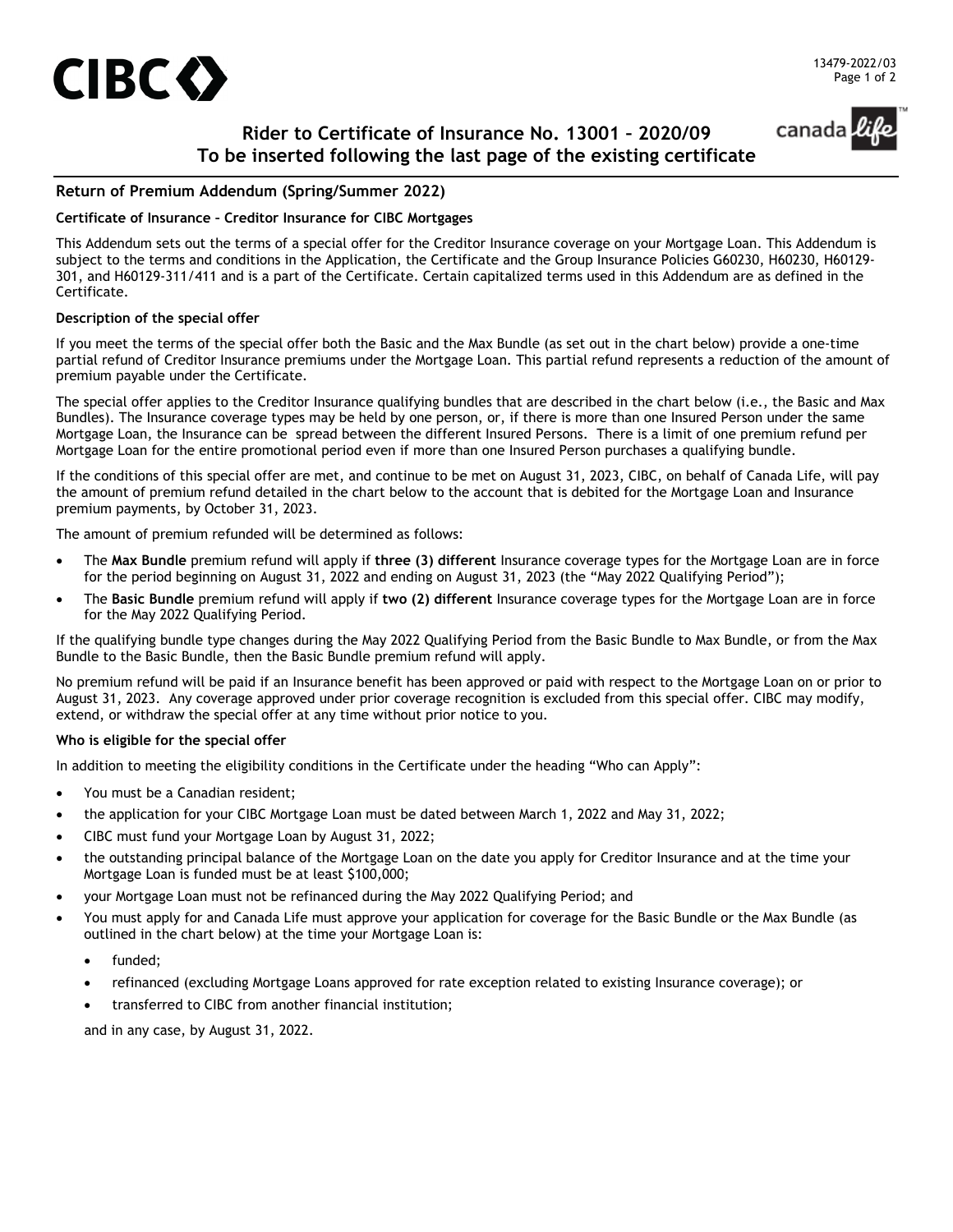# Rider to Certificate of Insurance No. 13001 – 2020/09
## To be inserted following the last page of the existing certificate

13479-2022/03

## Return of Premium Addendum (Spring/Summer 2022)

**Certificate of Insurance – Creditor Insurance for CIBC Mortgages**

This Addendum sets out the terms of a special offer for the Creditor Insurance coverage on your Mortgage Loan. This Addendum is subject to the terms and conditions in the Application, the Certificate and the Group Insurance Policies G60230, H60230, H60129-301, and H60129-311/411 and is a part of the Certificate. Certain capitalized terms used in this Addendum are as defined in the Certificate.

**Description of the special offer**

If you meet the terms of the special offer both the Basic and the Max Bundle (as set out in the chart below) provide a one-time partial refund of Creditor Insurance premiums under the Mortgage Loan. This partial refund represents a reduction of the amount of premium payable under the Certificate.

The special offer applies to the Creditor Insurance qualifying bundles that are described in the chart below (i.e., the Basic and Max Bundles). The Insurance coverage types may be held by one person, or, if there is more than one Insured Person under the same Mortgage Loan, the Insurance can be spread between the different Insured Persons. There is a limit of one premium refund per Mortgage Loan for the entire promotional period even if more than one Insured Person purchases a qualifying bundle.

If the conditions of this special offer are met, and continue to be met on August 31, 2023, CIBC, on behalf of Canada Life, will pay the amount of premium refund detailed in the chart below to the account that is debited for the Mortgage Loan and Insurance premium payments, by October 31, 2023.

The amount of premium refunded will be determined as follows:

- The **Max Bundle** premium refund will apply if **three (3) different** Insurance coverage types for the Mortgage Loan are in force for the period beginning on August 31, 2022 and ending on August 31, 2023 (the "May 2022 Qualifying Period");
- The **Basic Bundle** premium refund will apply if **two (2) different** Insurance coverage types for the Mortgage Loan are in force for the May 2022 Qualifying Period.

If the qualifying bundle type changes during the May 2022 Qualifying Period from the Basic Bundle to Max Bundle, or from the Max Bundle to the Basic Bundle, then the Basic Bundle premium refund will apply.

No premium refund will be paid if an Insurance benefit has been approved or paid with respect to the Mortgage Loan on or prior to August 31, 2023. Any coverage approved under prior coverage recognition is excluded from this special offer. CIBC may modify, extend, or withdraw the special offer at any time without prior notice to you.

**Who is eligible for the special offer**

In addition to meeting the eligibility conditions in the Certificate under the heading "Who can Apply":

- You must be a Canadian resident;
- the application for your CIBC Mortgage Loan must be dated between March 1, 2022 and May 31, 2022;
- CIBC must fund your Mortgage Loan by August 31, 2022;
- the outstanding principal balance of the Mortgage Loan on the date you apply for Creditor Insurance and at the time your Mortgage Loan is funded must be at least $100,000;
- your Mortgage Loan must not be refinanced during the May 2022 Qualifying Period; and
- You must apply for and Canada Life must approve your application for coverage for the Basic Bundle or the Max Bundle (as outlined in the chart below) at the time your Mortgage Loan is:
  - funded;
  - refinanced (excluding Mortgage Loans approved for rate exception related to existing Insurance coverage); or
  - transferred to CIBC from another financial institution;

  and in any case, by August 31, 2022.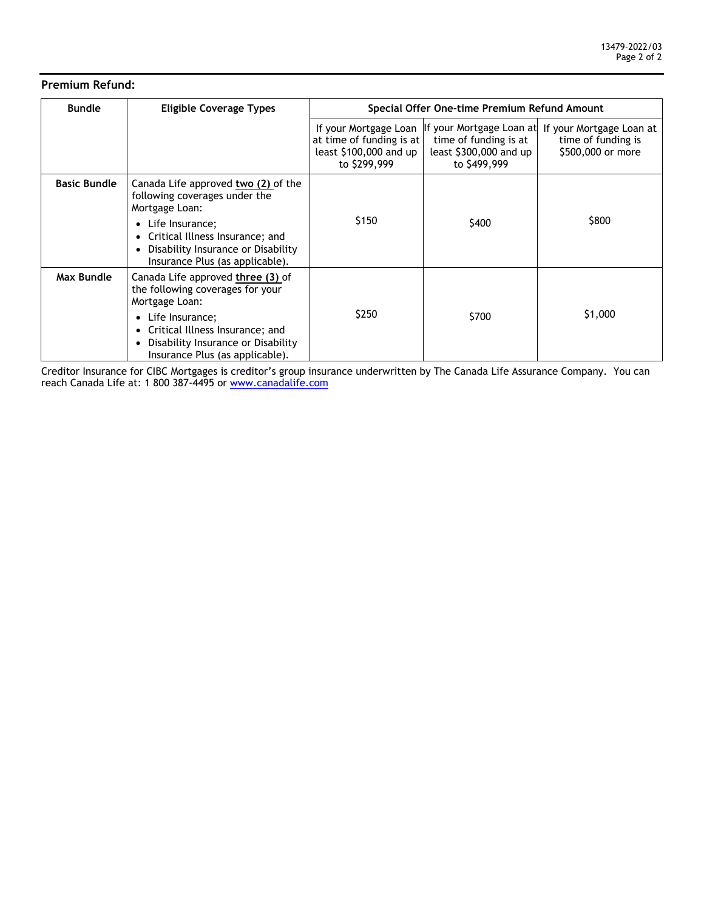**Premium Refund:**

| Bundle | Eligible Coverage Types | Special Offer One-time Premium Refund Amount | | |
|---|---|---|---|---|
| | | If your Mortgage Loan at time of funding is at least $100,000 and up to $299,999 | If your Mortgage Loan at time of funding is at least $300,000 and up to $499,999 | If your Mortgage Loan at time of funding is $500,000 or more |
| **Basic Bundle** | Canada Life approved **two (2)** of the following coverages under the Mortgage Loan: • Life Insurance; • Critical Illness Insurance; and • Disability Insurance or Disability Insurance Plus (as applicable). | $150 | $400 | $800 |
| **Max Bundle** | Canada Life approved **three (3)** of the following coverages for your Mortgage Loan: • Life Insurance; • Critical Illness Insurance; and • Disability Insurance or Disability Insurance Plus (as applicable). | $250 | $700 | $1,000 |

Creditor Insurance for CIBC Mortgages is creditor's group insurance underwritten by The Canada Life Assurance Company. You can reach Canada Life at: 1 800 387-4495 or [www.canadalife.com](http://www.canadalife.com)